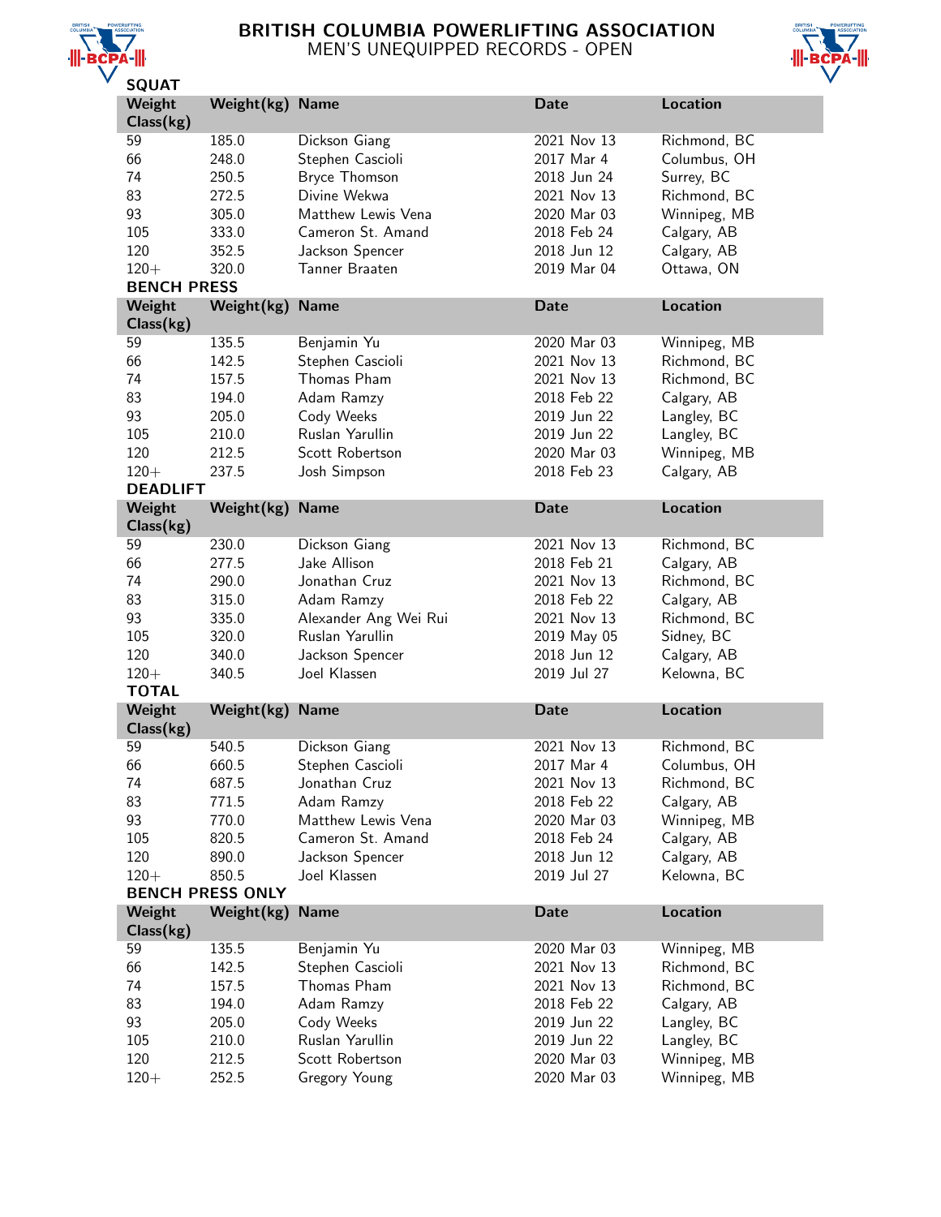# BRITISH COLUMBIA POWERLIFTING ASSOCIATION

## MEN'S UNEQUIPPED RECORDS - OPEN

### SQUAT

| Weight Class(kg) | Weight(kg) | Name | Date | Location |
|---|---|---|---|---|
| 59 | 185.0 | Dickson Giang | 2021 Nov 13 | Richmond, BC |
| 66 | 248.0 | Stephen Cascioli | 2017 Mar 4 | Columbus, OH |
| 74 | 250.5 | Bryce Thomson | 2018 Jun 24 | Surrey, BC |
| 83 | 272.5 | Divine Wekwa | 2021 Nov 13 | Richmond, BC |
| 93 | 305.0 | Matthew Lewis Vena | 2020 Mar 03 | Winnipeg, MB |
| 105 | 333.0 | Cameron St. Amand | 2018 Feb 24 | Calgary, AB |
| 120 | 352.5 | Jackson Spencer | 2018 Jun 12 | Calgary, AB |
| 120+ | 320.0 | Tanner Braaten | 2019 Mar 04 | Ottawa, ON |

### BENCH PRESS

| Weight Class(kg) | Weight(kg) | Name | Date | Location |
|---|---|---|---|---|
| 59 | 135.5 | Benjamin Yu | 2020 Mar 03 | Winnipeg, MB |
| 66 | 142.5 | Stephen Cascioli | 2021 Nov 13 | Richmond, BC |
| 74 | 157.5 | Thomas Pham | 2021 Nov 13 | Richmond, BC |
| 83 | 194.0 | Adam Ramzy | 2018 Feb 22 | Calgary, AB |
| 93 | 205.0 | Cody Weeks | 2019 Jun 22 | Langley, BC |
| 105 | 210.0 | Ruslan Yarullin | 2019 Jun 22 | Langley, BC |
| 120 | 212.5 | Scott Robertson | 2020 Mar 03 | Winnipeg, MB |
| 120+ | 237.5 | Josh Simpson | 2018 Feb 23 | Calgary, AB |

### DEADLIFT

| Weight Class(kg) | Weight(kg) | Name | Date | Location |
|---|---|---|---|---|
| 59 | 230.0 | Dickson Giang | 2021 Nov 13 | Richmond, BC |
| 66 | 277.5 | Jake Allison | 2018 Feb 21 | Calgary, AB |
| 74 | 290.0 | Jonathan Cruz | 2021 Nov 13 | Richmond, BC |
| 83 | 315.0 | Adam Ramzy | 2018 Feb 22 | Calgary, AB |
| 93 | 335.0 | Alexander Ang Wei Rui | 2021 Nov 13 | Richmond, BC |
| 105 | 320.0 | Ruslan Yarullin | 2019 May 05 | Sidney, BC |
| 120 | 340.0 | Jackson Spencer | 2018 Jun 12 | Calgary, AB |
| 120+ | 340.5 | Joel Klassen | 2019 Jul 27 | Kelowna, BC |

### TOTAL

| Weight Class(kg) | Weight(kg) | Name | Date | Location |
|---|---|---|---|---|
| 59 | 540.5 | Dickson Giang | 2021 Nov 13 | Richmond, BC |
| 66 | 660.5 | Stephen Cascioli | 2017 Mar 4 | Columbus, OH |
| 74 | 687.5 | Jonathan Cruz | 2021 Nov 13 | Richmond, BC |
| 83 | 771.5 | Adam Ramzy | 2018 Feb 22 | Calgary, AB |
| 93 | 770.0 | Matthew Lewis Vena | 2020 Mar 03 | Winnipeg, MB |
| 105 | 820.5 | Cameron St. Amand | 2018 Feb 24 | Calgary, AB |
| 120 | 890.0 | Jackson Spencer | 2018 Jun 12 | Calgary, AB |
| 120+ | 850.5 | Joel Klassen | 2019 Jul 27 | Kelowna, BC |

### BENCH PRESS ONLY

| Weight Class(kg) | Weight(kg) | Name | Date | Location |
|---|---|---|---|---|
| 59 | 135.5 | Benjamin Yu | 2020 Mar 03 | Winnipeg, MB |
| 66 | 142.5 | Stephen Cascioli | 2021 Nov 13 | Richmond, BC |
| 74 | 157.5 | Thomas Pham | 2021 Nov 13 | Richmond, BC |
| 83 | 194.0 | Adam Ramzy | 2018 Feb 22 | Calgary, AB |
| 93 | 205.0 | Cody Weeks | 2019 Jun 22 | Langley, BC |
| 105 | 210.0 | Ruslan Yarullin | 2019 Jun 22 | Langley, BC |
| 120 | 212.5 | Scott Robertson | 2020 Mar 03 | Winnipeg, MB |
| 120+ | 252.5 | Gregory Young | 2020 Mar 03 | Winnipeg, MB |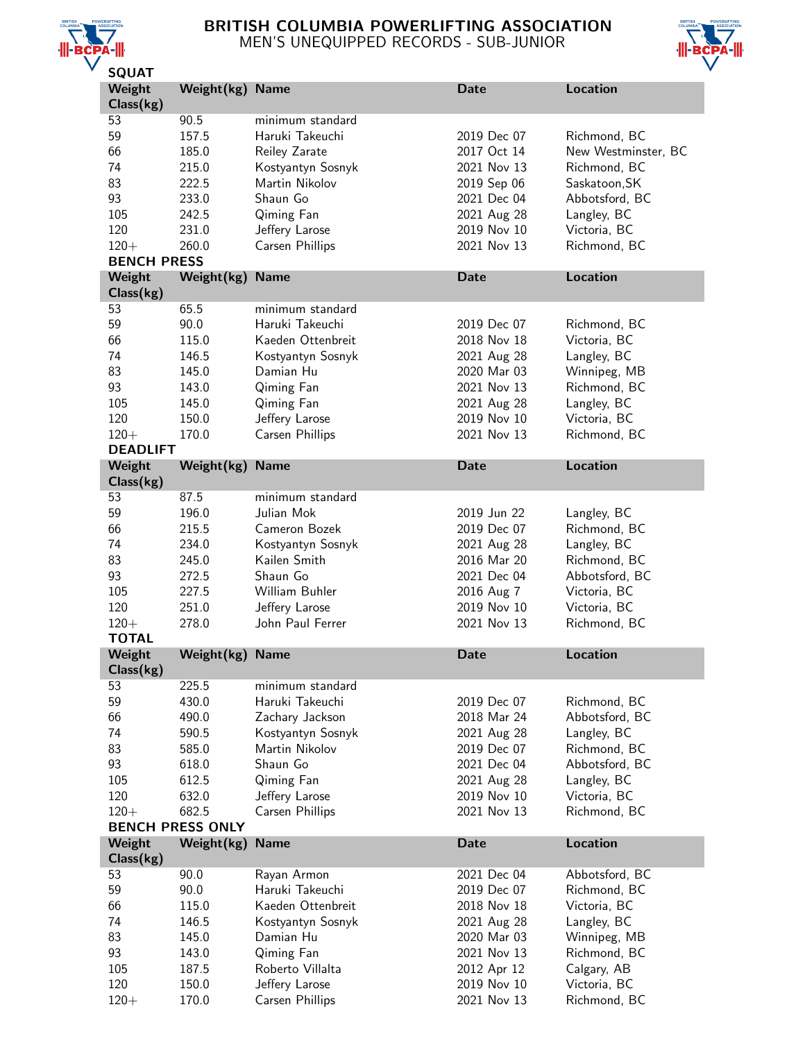# BRITISH COLUMBIA POWERLIFTING ASSOCIATION

## MEN'S UNEQUIPPED RECORDS - SUB-JUNIOR

### SQUAT

| Weight Class(kg) | Weight(kg) | Name | Date | Location |
|---|---|---|---|---|
| 53 | 90.5 | minimum standard | | |
| 59 | 157.5 | Haruki Takeuchi | 2019 Dec 07 | Richmond, BC |
| 66 | 185.0 | Reiley Zarate | 2017 Oct 14 | New Westminster, BC |
| 74 | 215.0 | Kostyantyn Sosnyk | 2021 Nov 13 | Richmond, BC |
| 83 | 222.5 | Martin Nikolov | 2019 Sep 06 | Saskatoon,SK |
| 93 | 233.0 | Shaun Go | 2021 Dec 04 | Abbotsford, BC |
| 105 | 242.5 | Qiming Fan | 2021 Aug 28 | Langley, BC |
| 120 | 231.0 | Jeffery Larose | 2019 Nov 10 | Victoria, BC |
| 120+ | 260.0 | Carsen Phillips | 2021 Nov 13 | Richmond, BC |

### BENCH PRESS

| Weight Class(kg) | Weight(kg) | Name | Date | Location |
|---|---|---|---|---|
| 53 | 65.5 | minimum standard | | |
| 59 | 90.0 | Haruki Takeuchi | 2019 Dec 07 | Richmond, BC |
| 66 | 115.0 | Kaeden Ottenbreit | 2018 Nov 18 | Victoria, BC |
| 74 | 146.5 | Kostyantyn Sosnyk | 2021 Aug 28 | Langley, BC |
| 83 | 145.0 | Damian Hu | 2020 Mar 03 | Winnipeg, MB |
| 93 | 143.0 | Qiming Fan | 2021 Nov 13 | Richmond, BC |
| 105 | 145.0 | Qiming Fan | 2021 Aug 28 | Langley, BC |
| 120 | 150.0 | Jeffery Larose | 2019 Nov 10 | Victoria, BC |
| 120+ | 170.0 | Carsen Phillips | 2021 Nov 13 | Richmond, BC |

### DEADLIFT

| Weight Class(kg) | Weight(kg) | Name | Date | Location |
|---|---|---|---|---|
| 53 | 87.5 | minimum standard | | |
| 59 | 196.0 | Julian Mok | 2019 Jun 22 | Langley, BC |
| 66 | 215.5 | Cameron Bozek | 2019 Dec 07 | Richmond, BC |
| 74 | 234.0 | Kostyantyn Sosnyk | 2021 Aug 28 | Langley, BC |
| 83 | 245.0 | Kailen Smith | 2016 Mar 20 | Richmond, BC |
| 93 | 272.5 | Shaun Go | 2021 Dec 04 | Abbotsford, BC |
| 105 | 227.5 | William Buhler | 2016 Aug 7 | Victoria, BC |
| 120 | 251.0 | Jeffery Larose | 2019 Nov 10 | Victoria, BC |
| 120+ | 278.0 | John Paul Ferrer | 2021 Nov 13 | Richmond, BC |

### TOTAL

| Weight Class(kg) | Weight(kg) | Name | Date | Location |
|---|---|---|---|---|
| 53 | 225.5 | minimum standard | | |
| 59 | 430.0 | Haruki Takeuchi | 2019 Dec 07 | Richmond, BC |
| 66 | 490.0 | Zachary Jackson | 2018 Mar 24 | Abbotsford, BC |
| 74 | 590.5 | Kostyantyn Sosnyk | 2021 Aug 28 | Langley, BC |
| 83 | 585.0 | Martin Nikolov | 2019 Dec 07 | Richmond, BC |
| 93 | 618.0 | Shaun Go | 2021 Dec 04 | Abbotsford, BC |
| 105 | 612.5 | Qiming Fan | 2021 Aug 28 | Langley, BC |
| 120 | 632.0 | Jeffery Larose | 2019 Nov 10 | Victoria, BC |
| 120+ | 682.5 | Carsen Phillips | 2021 Nov 13 | Richmond, BC |

### BENCH PRESS ONLY

| Weight Class(kg) | Weight(kg) | Name | Date | Location |
|---|---|---|---|---|
| 53 | 90.0 | Rayan Armon | 2021 Dec 04 | Abbotsford, BC |
| 59 | 90.0 | Haruki Takeuchi | 2019 Dec 07 | Richmond, BC |
| 66 | 115.0 | Kaeden Ottenbreit | 2018 Nov 18 | Victoria, BC |
| 74 | 146.5 | Kostyantyn Sosnyk | 2021 Aug 28 | Langley, BC |
| 83 | 145.0 | Damian Hu | 2020 Mar 03 | Winnipeg, MB |
| 93 | 143.0 | Qiming Fan | 2021 Nov 13 | Richmond, BC |
| 105 | 187.5 | Roberto Villalta | 2012 Apr 12 | Calgary, AB |
| 120 | 150.0 | Jeffery Larose | 2019 Nov 10 | Victoria, BC |
| 120+ | 170.0 | Carsen Phillips | 2021 Nov 13 | Richmond, BC |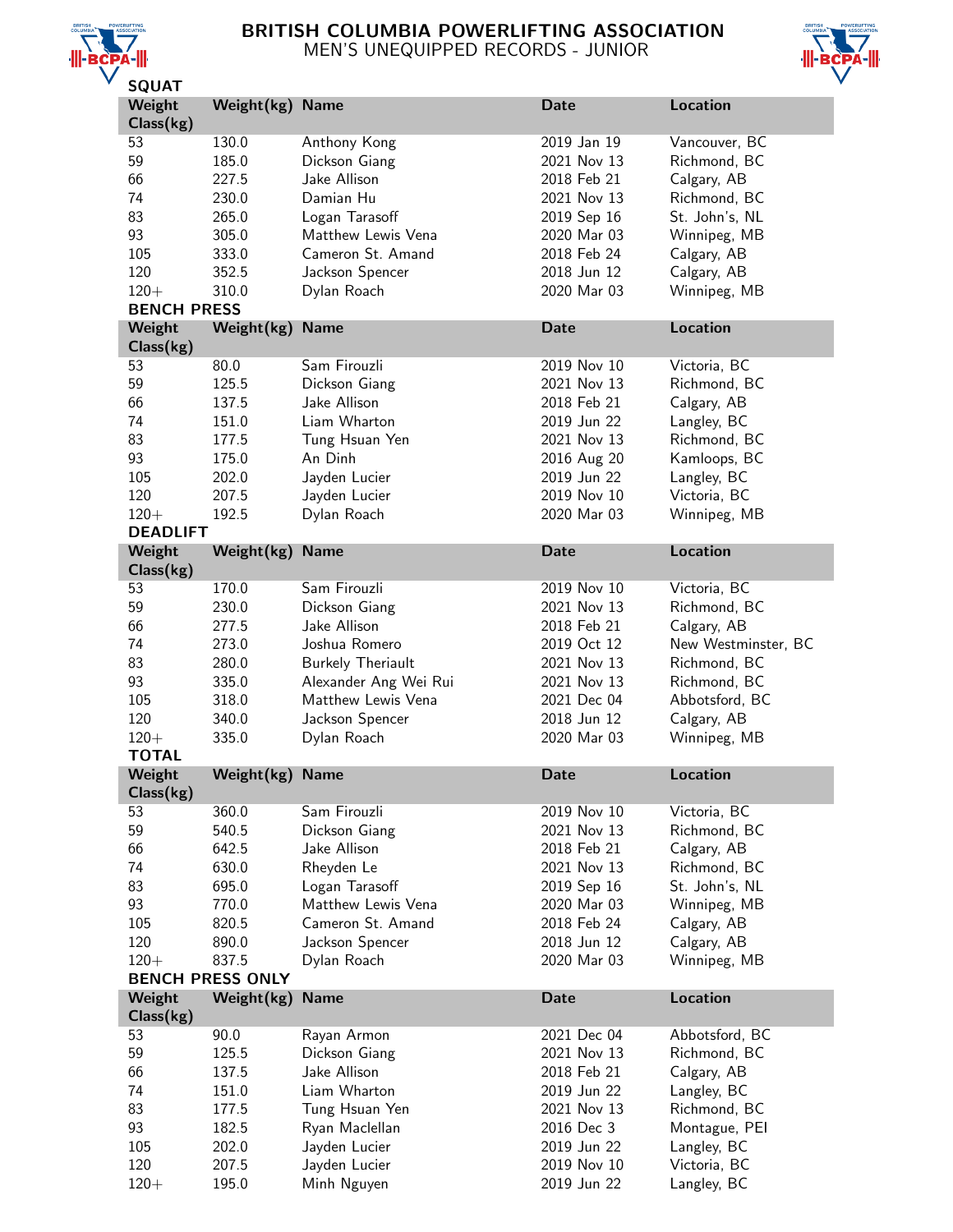# BRITISH COLUMBIA POWERLIFTING ASSOCIATION

## MEN'S UNEQUIPPED RECORDS - JUNIOR

### SQUAT

| Weight Class(kg) | Weight(kg) | Name | Date | Location |
|---|---|---|---|---|
| 53 | 130.0 | Anthony Kong | 2019 Jan 19 | Vancouver, BC |
| 59 | 185.0 | Dickson Giang | 2021 Nov 13 | Richmond, BC |
| 66 | 227.5 | Jake Allison | 2018 Feb 21 | Calgary, AB |
| 74 | 230.0 | Damian Hu | 2021 Nov 13 | Richmond, BC |
| 83 | 265.0 | Logan Tarasoff | 2019 Sep 16 | St. John's, NL |
| 93 | 305.0 | Matthew Lewis Vena | 2020 Mar 03 | Winnipeg, MB |
| 105 | 333.0 | Cameron St. Amand | 2018 Feb 24 | Calgary, AB |
| 120 | 352.5 | Jackson Spencer | 2018 Jun 12 | Calgary, AB |
| 120+ | 310.0 | Dylan Roach | 2020 Mar 03 | Winnipeg, MB |

### BENCH PRESS

| Weight Class(kg) | Weight(kg) | Name | Date | Location |
|---|---|---|---|---|
| 53 | 80.0 | Sam Firouzli | 2019 Nov 10 | Victoria, BC |
| 59 | 125.5 | Dickson Giang | 2021 Nov 13 | Richmond, BC |
| 66 | 137.5 | Jake Allison | 2018 Feb 21 | Calgary, AB |
| 74 | 151.0 | Liam Wharton | 2019 Jun 22 | Langley, BC |
| 83 | 177.5 | Tung Hsuan Yen | 2021 Nov 13 | Richmond, BC |
| 93 | 175.0 | An Dinh | 2016 Aug 20 | Kamloops, BC |
| 105 | 202.0 | Jayden Lucier | 2019 Jun 22 | Langley, BC |
| 120 | 207.5 | Jayden Lucier | 2019 Nov 10 | Victoria, BC |
| 120+ | 192.5 | Dylan Roach | 2020 Mar 03 | Winnipeg, MB |

### DEADLIFT

| Weight Class(kg) | Weight(kg) | Name | Date | Location |
|---|---|---|---|---|
| 53 | 170.0 | Sam Firouzli | 2019 Nov 10 | Victoria, BC |
| 59 | 230.0 | Dickson Giang | 2021 Nov 13 | Richmond, BC |
| 66 | 277.5 | Jake Allison | 2018 Feb 21 | Calgary, AB |
| 74 | 273.0 | Joshua Romero | 2019 Oct 12 | New Westminster, BC |
| 83 | 280.0 | Burkely Theriault | 2021 Nov 13 | Richmond, BC |
| 93 | 335.0 | Alexander Ang Wei Rui | 2021 Nov 13 | Richmond, BC |
| 105 | 318.0 | Matthew Lewis Vena | 2021 Dec 04 | Abbotsford, BC |
| 120 | 340.0 | Jackson Spencer | 2018 Jun 12 | Calgary, AB |
| 120+ | 335.0 | Dylan Roach | 2020 Mar 03 | Winnipeg, MB |

### TOTAL

| Weight Class(kg) | Weight(kg) | Name | Date | Location |
|---|---|---|---|---|
| 53 | 360.0 | Sam Firouzli | 2019 Nov 10 | Victoria, BC |
| 59 | 540.5 | Dickson Giang | 2021 Nov 13 | Richmond, BC |
| 66 | 642.5 | Jake Allison | 2018 Feb 21 | Calgary, AB |
| 74 | 630.0 | Rheyden Le | 2021 Nov 13 | Richmond, BC |
| 83 | 695.0 | Logan Tarasoff | 2019 Sep 16 | St. John's, NL |
| 93 | 770.0 | Matthew Lewis Vena | 2020 Mar 03 | Winnipeg, MB |
| 105 | 820.5 | Cameron St. Amand | 2018 Feb 24 | Calgary, AB |
| 120 | 890.0 | Jackson Spencer | 2018 Jun 12 | Calgary, AB |
| 120+ | 837.5 | Dylan Roach | 2020 Mar 03 | Winnipeg, MB |

### BENCH PRESS ONLY

| Weight Class(kg) | Weight(kg) | Name | Date | Location |
|---|---|---|---|---|
| 53 | 90.0 | Rayan Armon | 2021 Dec 04 | Abbotsford, BC |
| 59 | 125.5 | Dickson Giang | 2021 Nov 13 | Richmond, BC |
| 66 | 137.5 | Jake Allison | 2018 Feb 21 | Calgary, AB |
| 74 | 151.0 | Liam Wharton | 2019 Jun 22 | Langley, BC |
| 83 | 177.5 | Tung Hsuan Yen | 2021 Nov 13 | Richmond, BC |
| 93 | 182.5 | Ryan Maclellan | 2016 Dec 3 | Montague, PEI |
| 105 | 202.0 | Jayden Lucier | 2019 Jun 22 | Langley, BC |
| 120 | 207.5 | Jayden Lucier | 2019 Nov 10 | Victoria, BC |
| 120+ | 195.0 | Minh Nguyen | 2019 Jun 22 | Langley, BC |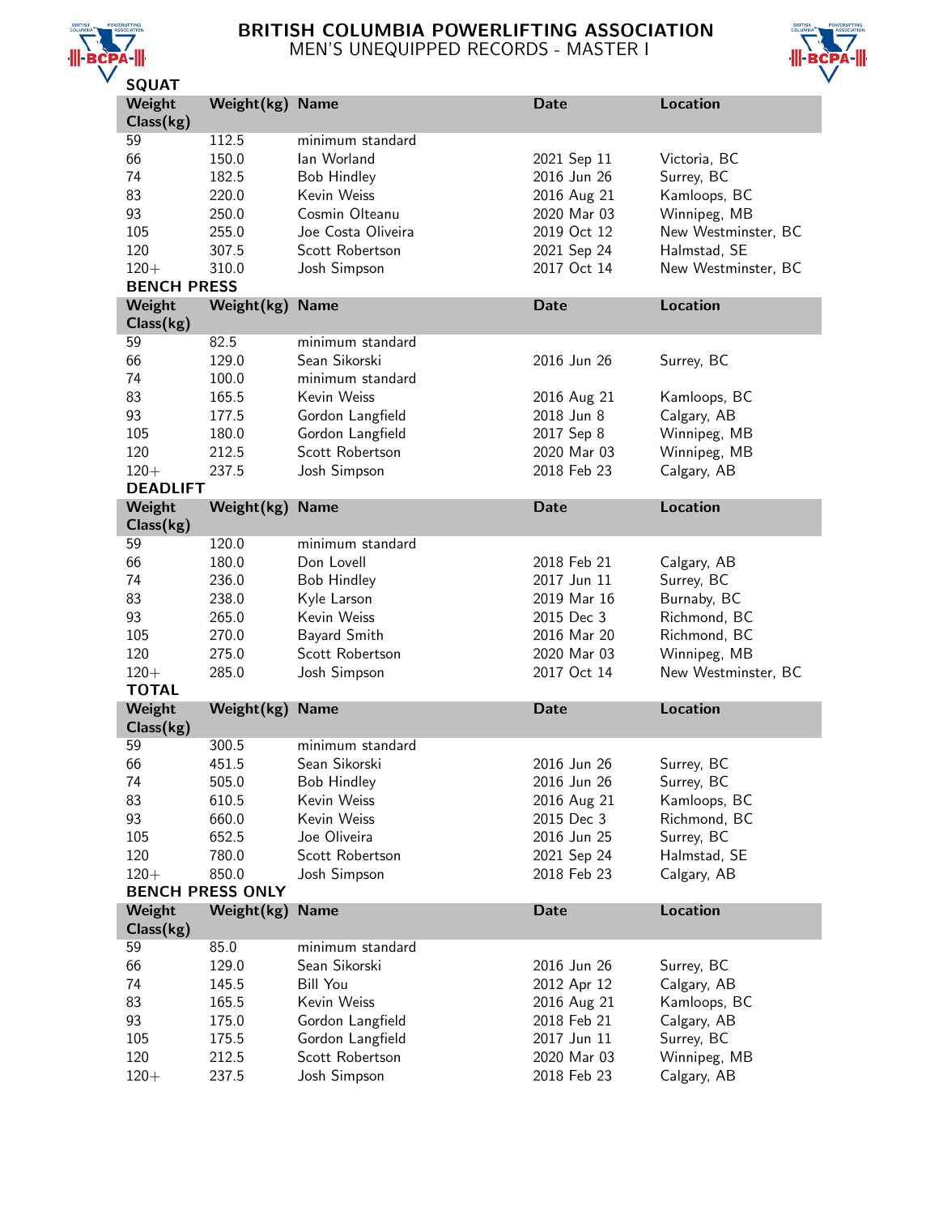# BRITISH COLUMBIA POWERLIFTING ASSOCIATION
## MEN'S UNEQUIPPED RECORDS - MASTER I

### SQUAT

| Weight Class(kg) | Weight(kg) | Name | Date | Location |
|---|---|---|---|---|
| 59 | 112.5 | minimum standard | | |
| 66 | 150.0 | Ian Worland | 2021 Sep 11 | Victoria, BC |
| 74 | 182.5 | Bob Hindley | 2016 Jun 26 | Surrey, BC |
| 83 | 220.0 | Kevin Weiss | 2016 Aug 21 | Kamloops, BC |
| 93 | 250.0 | Cosmin Olteanu | 2020 Mar 03 | Winnipeg, MB |
| 105 | 255.0 | Joe Costa Oliveira | 2019 Oct 12 | New Westminster, BC |
| 120 | 307.5 | Scott Robertson | 2021 Sep 24 | Halmstad, SE |
| 120+ | 310.0 | Josh Simpson | 2017 Oct 14 | New Westminster, BC |

### BENCH PRESS

| Weight Class(kg) | Weight(kg) | Name | Date | Location |
|---|---|---|---|---|
| 59 | 82.5 | minimum standard | | |
| 66 | 129.0 | Sean Sikorski | 2016 Jun 26 | Surrey, BC |
| 74 | 100.0 | minimum standard | | |
| 83 | 165.5 | Kevin Weiss | 2016 Aug 21 | Kamloops, BC |
| 93 | 177.5 | Gordon Langfield | 2018 Jun 8 | Calgary, AB |
| 105 | 180.0 | Gordon Langfield | 2017 Sep 8 | Winnipeg, MB |
| 120 | 212.5 | Scott Robertson | 2020 Mar 03 | Winnipeg, MB |
| 120+ | 237.5 | Josh Simpson | 2018 Feb 23 | Calgary, AB |

### DEADLIFT

| Weight Class(kg) | Weight(kg) | Name | Date | Location |
|---|---|---|---|---|
| 59 | 120.0 | minimum standard | | |
| 66 | 180.0 | Don Lovell | 2018 Feb 21 | Calgary, AB |
| 74 | 236.0 | Bob Hindley | 2017 Jun 11 | Surrey, BC |
| 83 | 238.0 | Kyle Larson | 2019 Mar 16 | Burnaby, BC |
| 93 | 265.0 | Kevin Weiss | 2015 Dec 3 | Richmond, BC |
| 105 | 270.0 | Bayard Smith | 2016 Mar 20 | Richmond, BC |
| 120 | 275.0 | Scott Robertson | 2020 Mar 03 | Winnipeg, MB |
| 120+ | 285.0 | Josh Simpson | 2017 Oct 14 | New Westminster, BC |

### TOTAL

| Weight Class(kg) | Weight(kg) | Name | Date | Location |
|---|---|---|---|---|
| 59 | 300.5 | minimum standard | | |
| 66 | 451.5 | Sean Sikorski | 2016 Jun 26 | Surrey, BC |
| 74 | 505.0 | Bob Hindley | 2016 Jun 26 | Surrey, BC |
| 83 | 610.5 | Kevin Weiss | 2016 Aug 21 | Kamloops, BC |
| 93 | 660.0 | Kevin Weiss | 2015 Dec 3 | Richmond, BC |
| 105 | 652.5 | Joe Oliveira | 2016 Jun 25 | Surrey, BC |
| 120 | 780.0 | Scott Robertson | 2021 Sep 24 | Halmstad, SE |
| 120+ | 850.0 | Josh Simpson | 2018 Feb 23 | Calgary, AB |

### BENCH PRESS ONLY

| Weight Class(kg) | Weight(kg) | Name | Date | Location |
|---|---|---|---|---|
| 59 | 85.0 | minimum standard | | |
| 66 | 129.0 | Sean Sikorski | 2016 Jun 26 | Surrey, BC |
| 74 | 145.5 | Bill You | 2012 Apr 12 | Calgary, AB |
| 83 | 165.5 | Kevin Weiss | 2016 Aug 21 | Kamloops, BC |
| 93 | 175.0 | Gordon Langfield | 2018 Feb 21 | Calgary, AB |
| 105 | 175.5 | Gordon Langfield | 2017 Jun 11 | Surrey, BC |
| 120 | 212.5 | Scott Robertson | 2020 Mar 03 | Winnipeg, MB |
| 120+ | 237.5 | Josh Simpson | 2018 Feb 23 | Calgary, AB |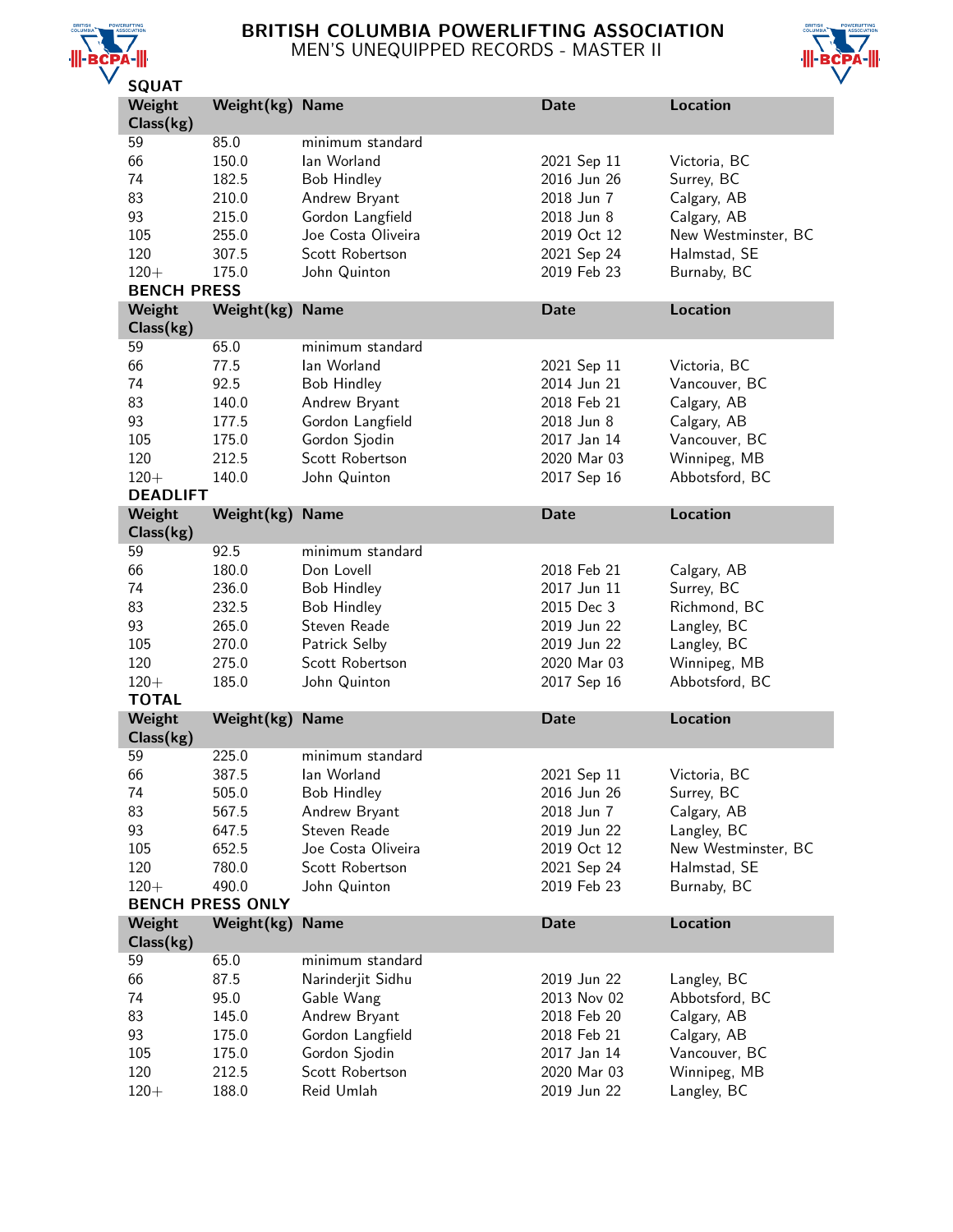# BRITISH COLUMBIA POWERLIFTING ASSOCIATION

## MEN'S UNEQUIPPED RECORDS - MASTER II

### SQUAT

| Weight Class(kg) | Weight(kg) | Name | Date | Location |
|---|---|---|---|---|
| 59 | 85.0 | minimum standard | | |
| 66 | 150.0 | Ian Worland | 2021 Sep 11 | Victoria, BC |
| 74 | 182.5 | Bob Hindley | 2016 Jun 26 | Surrey, BC |
| 83 | 210.0 | Andrew Bryant | 2018 Jun 7 | Calgary, AB |
| 93 | 215.0 | Gordon Langfield | 2018 Jun 8 | Calgary, AB |
| 105 | 255.0 | Joe Costa Oliveira | 2019 Oct 12 | New Westminster, BC |
| 120 | 307.5 | Scott Robertson | 2021 Sep 24 | Halmstad, SE |
| 120+ | 175.0 | John Quinton | 2019 Feb 23 | Burnaby, BC |

### BENCH PRESS

| Weight Class(kg) | Weight(kg) | Name | Date | Location |
|---|---|---|---|---|
| 59 | 65.0 | minimum standard | | |
| 66 | 77.5 | Ian Worland | 2021 Sep 11 | Victoria, BC |
| 74 | 92.5 | Bob Hindley | 2014 Jun 21 | Vancouver, BC |
| 83 | 140.0 | Andrew Bryant | 2018 Feb 21 | Calgary, AB |
| 93 | 177.5 | Gordon Langfield | 2018 Jun 8 | Calgary, AB |
| 105 | 175.0 | Gordon Sjodin | 2017 Jan 14 | Vancouver, BC |
| 120 | 212.5 | Scott Robertson | 2020 Mar 03 | Winnipeg, MB |
| 120+ | 140.0 | John Quinton | 2017 Sep 16 | Abbotsford, BC |

### DEADLIFT

| Weight Class(kg) | Weight(kg) | Name | Date | Location |
|---|---|---|---|---|
| 59 | 92.5 | minimum standard | | |
| 66 | 180.0 | Don Lovell | 2018 Feb 21 | Calgary, AB |
| 74 | 236.0 | Bob Hindley | 2017 Jun 11 | Surrey, BC |
| 83 | 232.5 | Bob Hindley | 2015 Dec 3 | Richmond, BC |
| 93 | 265.0 | Steven Reade | 2019 Jun 22 | Langley, BC |
| 105 | 270.0 | Patrick Selby | 2019 Jun 22 | Langley, BC |
| 120 | 275.0 | Scott Robertson | 2020 Mar 03 | Winnipeg, MB |
| 120+ | 185.0 | John Quinton | 2017 Sep 16 | Abbotsford, BC |

### TOTAL

| Weight Class(kg) | Weight(kg) | Name | Date | Location |
|---|---|---|---|---|
| 59 | 225.0 | minimum standard | | |
| 66 | 387.5 | Ian Worland | 2021 Sep 11 | Victoria, BC |
| 74 | 505.0 | Bob Hindley | 2016 Jun 26 | Surrey, BC |
| 83 | 567.5 | Andrew Bryant | 2018 Jun 7 | Calgary, AB |
| 93 | 647.5 | Steven Reade | 2019 Jun 22 | Langley, BC |
| 105 | 652.5 | Joe Costa Oliveira | 2019 Oct 12 | New Westminster, BC |
| 120 | 780.0 | Scott Robertson | 2021 Sep 24 | Halmstad, SE |
| 120+ | 490.0 | John Quinton | 2019 Feb 23 | Burnaby, BC |

### BENCH PRESS ONLY

| Weight Class(kg) | Weight(kg) | Name | Date | Location |
|---|---|---|---|---|
| 59 | 65.0 | minimum standard | | |
| 66 | 87.5 | Narinderjit Sidhu | 2019 Jun 22 | Langley, BC |
| 74 | 95.0 | Gable Wang | 2013 Nov 02 | Abbotsford, BC |
| 83 | 145.0 | Andrew Bryant | 2018 Feb 20 | Calgary, AB |
| 93 | 175.0 | Gordon Langfield | 2018 Feb 21 | Calgary, AB |
| 105 | 175.0 | Gordon Sjodin | 2017 Jan 14 | Vancouver, BC |
| 120 | 212.5 | Scott Robertson | 2020 Mar 03 | Winnipeg, MB |
| 120+ | 188.0 | Reid Umlah | 2019 Jun 22 | Langley, BC |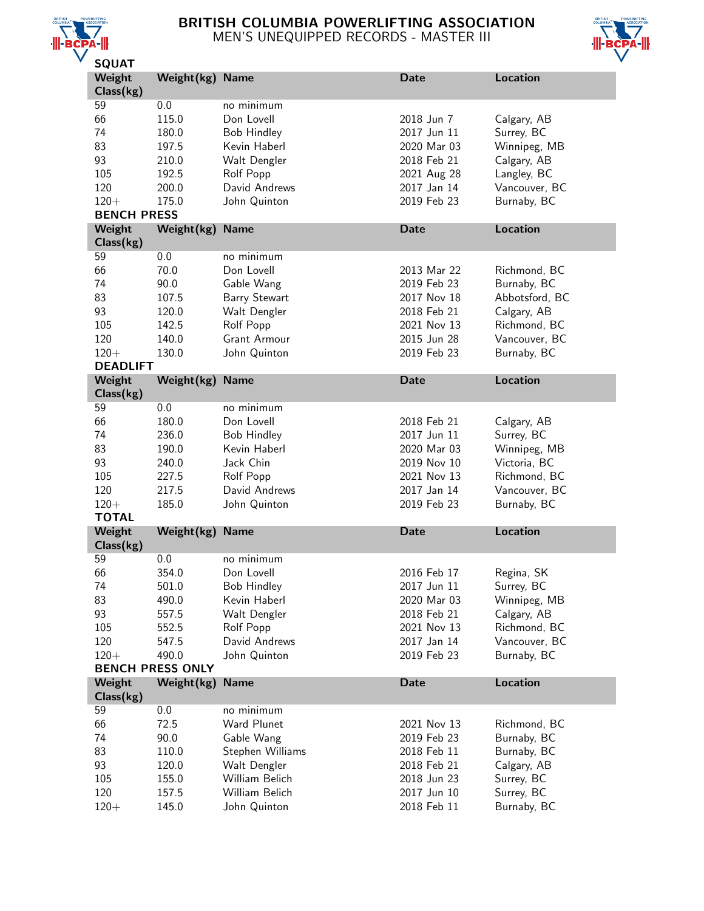# BRITISH COLUMBIA POWERLIFTING ASSOCIATION
## MEN'S UNEQUIPPED RECORDS - MASTER III

### SQUAT

| Weight Class(kg) | Weight(kg) | Name | Date | Location |
|---|---|---|---|---|
| 59 | 0.0 | no minimum | | |
| 66 | 115.0 | Don Lovell | 2018 Jun 7 | Calgary, AB |
| 74 | 180.0 | Bob Hindley | 2017 Jun 11 | Surrey, BC |
| 83 | 197.5 | Kevin Haberl | 2020 Mar 03 | Winnipeg, MB |
| 93 | 210.0 | Walt Dengler | 2018 Feb 21 | Calgary, AB |
| 105 | 192.5 | Rolf Popp | 2021 Aug 28 | Langley, BC |
| 120 | 200.0 | David Andrews | 2017 Jan 14 | Vancouver, BC |
| 120+ | 175.0 | John Quinton | 2019 Feb 23 | Burnaby, BC |

### BENCH PRESS

| Weight Class(kg) | Weight(kg) | Name | Date | Location |
|---|---|---|---|---|
| 59 | 0.0 | no minimum | | |
| 66 | 70.0 | Don Lovell | 2013 Mar 22 | Richmond, BC |
| 74 | 90.0 | Gable Wang | 2019 Feb 23 | Burnaby, BC |
| 83 | 107.5 | Barry Stewart | 2017 Nov 18 | Abbotsford, BC |
| 93 | 120.0 | Walt Dengler | 2018 Feb 21 | Calgary, AB |
| 105 | 142.5 | Rolf Popp | 2021 Nov 13 | Richmond, BC |
| 120 | 140.0 | Grant Armour | 2015 Jun 28 | Vancouver, BC |
| 120+ | 130.0 | John Quinton | 2019 Feb 23 | Burnaby, BC |

### DEADLIFT

| Weight Class(kg) | Weight(kg) | Name | Date | Location |
|---|---|---|---|---|
| 59 | 0.0 | no minimum | | |
| 66 | 180.0 | Don Lovell | 2018 Feb 21 | Calgary, AB |
| 74 | 236.0 | Bob Hindley | 2017 Jun 11 | Surrey, BC |
| 83 | 190.0 | Kevin Haberl | 2020 Mar 03 | Winnipeg, MB |
| 93 | 240.0 | Jack Chin | 2019 Nov 10 | Victoria, BC |
| 105 | 227.5 | Rolf Popp | 2021 Nov 13 | Richmond, BC |
| 120 | 217.5 | David Andrews | 2017 Jan 14 | Vancouver, BC |
| 120+ | 185.0 | John Quinton | 2019 Feb 23 | Burnaby, BC |

### TOTAL

| Weight Class(kg) | Weight(kg) | Name | Date | Location |
|---|---|---|---|---|
| 59 | 0.0 | no minimum | | |
| 66 | 354.0 | Don Lovell | 2016 Feb 17 | Regina, SK |
| 74 | 501.0 | Bob Hindley | 2017 Jun 11 | Surrey, BC |
| 83 | 490.0 | Kevin Haberl | 2020 Mar 03 | Winnipeg, MB |
| 93 | 557.5 | Walt Dengler | 2018 Feb 21 | Calgary, AB |
| 105 | 552.5 | Rolf Popp | 2021 Nov 13 | Richmond, BC |
| 120 | 547.5 | David Andrews | 2017 Jan 14 | Vancouver, BC |
| 120+ | 490.0 | John Quinton | 2019 Feb 23 | Burnaby, BC |

### BENCH PRESS ONLY

| Weight Class(kg) | Weight(kg) | Name | Date | Location |
|---|---|---|---|---|
| 59 | 0.0 | no minimum | | |
| 66 | 72.5 | Ward Plunet | 2021 Nov 13 | Richmond, BC |
| 74 | 90.0 | Gable Wang | 2019 Feb 23 | Burnaby, BC |
| 83 | 110.0 | Stephen Williams | 2018 Feb 11 | Burnaby, BC |
| 93 | 120.0 | Walt Dengler | 2018 Feb 21 | Calgary, AB |
| 105 | 155.0 | William Belich | 2018 Jun 23 | Surrey, BC |
| 120 | 157.5 | William Belich | 2017 Jun 10 | Surrey, BC |
| 120+ | 145.0 | John Quinton | 2018 Feb 11 | Burnaby, BC |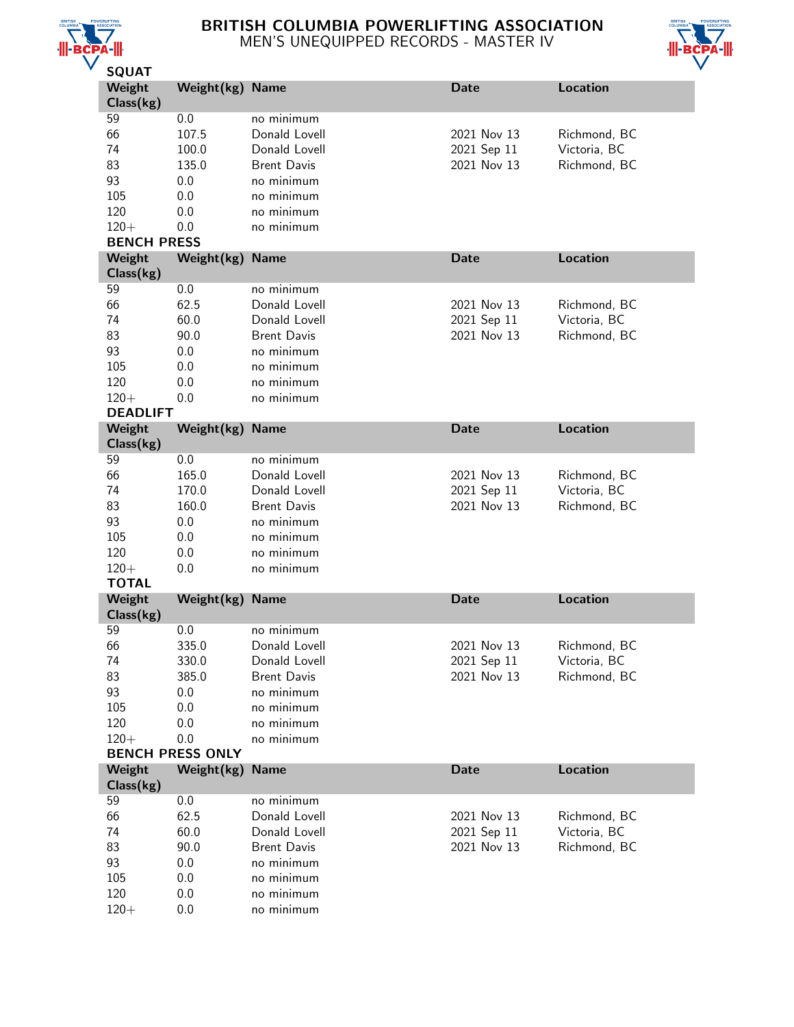# BRITISH COLUMBIA POWERLIFTING ASSOCIATION

## MEN'S UNEQUIPPED RECORDS - MASTER IV

### SQUAT

| Weight Class(kg) | Weight(kg) | Name | Date | Location |
|---|---|---|---|---|
| 59 | 0.0 | no minimum | | |
| 66 | 107.5 | Donald Lovell | 2021 Nov 13 | Richmond, BC |
| 74 | 100.0 | Donald Lovell | 2021 Sep 11 | Victoria, BC |
| 83 | 135.0 | Brent Davis | 2021 Nov 13 | Richmond, BC |
| 93 | 0.0 | no minimum | | |
| 105 | 0.0 | no minimum | | |
| 120 | 0.0 | no minimum | | |
| 120+ | 0.0 | no minimum | | |

### BENCH PRESS

| Weight Class(kg) | Weight(kg) | Name | Date | Location |
|---|---|---|---|---|
| 59 | 0.0 | no minimum | | |
| 66 | 62.5 | Donald Lovell | 2021 Nov 13 | Richmond, BC |
| 74 | 60.0 | Donald Lovell | 2021 Sep 11 | Victoria, BC |
| 83 | 90.0 | Brent Davis | 2021 Nov 13 | Richmond, BC |
| 93 | 0.0 | no minimum | | |
| 105 | 0.0 | no minimum | | |
| 120 | 0.0 | no minimum | | |
| 120+ | 0.0 | no minimum | | |

### DEADLIFT

| Weight Class(kg) | Weight(kg) | Name | Date | Location |
|---|---|---|---|---|
| 59 | 0.0 | no minimum | | |
| 66 | 165.0 | Donald Lovell | 2021 Nov 13 | Richmond, BC |
| 74 | 170.0 | Donald Lovell | 2021 Sep 11 | Victoria, BC |
| 83 | 160.0 | Brent Davis | 2021 Nov 13 | Richmond, BC |
| 93 | 0.0 | no minimum | | |
| 105 | 0.0 | no minimum | | |
| 120 | 0.0 | no minimum | | |
| 120+ | 0.0 | no minimum | | |

### TOTAL

| Weight Class(kg) | Weight(kg) | Name | Date | Location |
|---|---|---|---|---|
| 59 | 0.0 | no minimum | | |
| 66 | 335.0 | Donald Lovell | 2021 Nov 13 | Richmond, BC |
| 74 | 330.0 | Donald Lovell | 2021 Sep 11 | Victoria, BC |
| 83 | 385.0 | Brent Davis | 2021 Nov 13 | Richmond, BC |
| 93 | 0.0 | no minimum | | |
| 105 | 0.0 | no minimum | | |
| 120 | 0.0 | no minimum | | |
| 120+ | 0.0 | no minimum | | |

### BENCH PRESS ONLY

| Weight Class(kg) | Weight(kg) | Name | Date | Location |
|---|---|---|---|---|
| 59 | 0.0 | no minimum | | |
| 66 | 62.5 | Donald Lovell | 2021 Nov 13 | Richmond, BC |
| 74 | 60.0 | Donald Lovell | 2021 Sep 11 | Victoria, BC |
| 83 | 90.0 | Brent Davis | 2021 Nov 13 | Richmond, BC |
| 93 | 0.0 | no minimum | | |
| 105 | 0.0 | no minimum | | |
| 120 | 0.0 | no minimum | | |
| 120+ | 0.0 | no minimum | | |